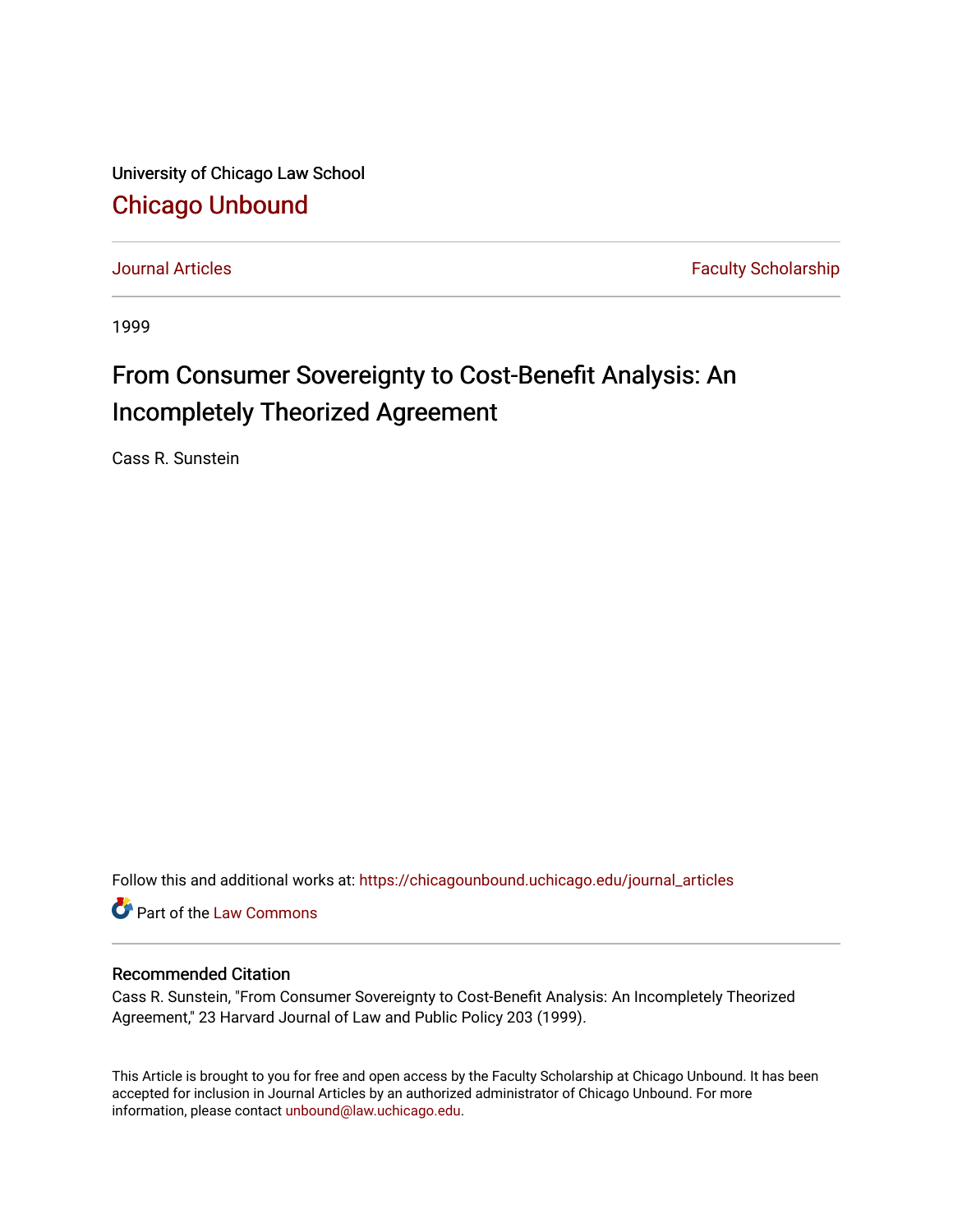University of Chicago Law School

# Chicago Unbound

Journal Articles | Faculty Scholarship

1999

# From Consumer Sovereignty to Cost-Benefit Analysis: An Incompletely Theorized Agreement

Cass R. Sunstein

Follow this and additional works at: https://chicagounbound.uchicago.edu/journal_articles

Part of the Law Commons

## Recommended Citation

Cass R. Sunstein, "From Consumer Sovereignty to Cost-Benefit Analysis: An Incompletely Theorized Agreement," 23 Harvard Journal of Law and Public Policy 203 (1999).

This Article is brought to you for free and open access by the Faculty Scholarship at Chicago Unbound. It has been accepted for inclusion in Journal Articles by an authorized administrator of Chicago Unbound. For more information, please contact unbound@law.uchicago.edu.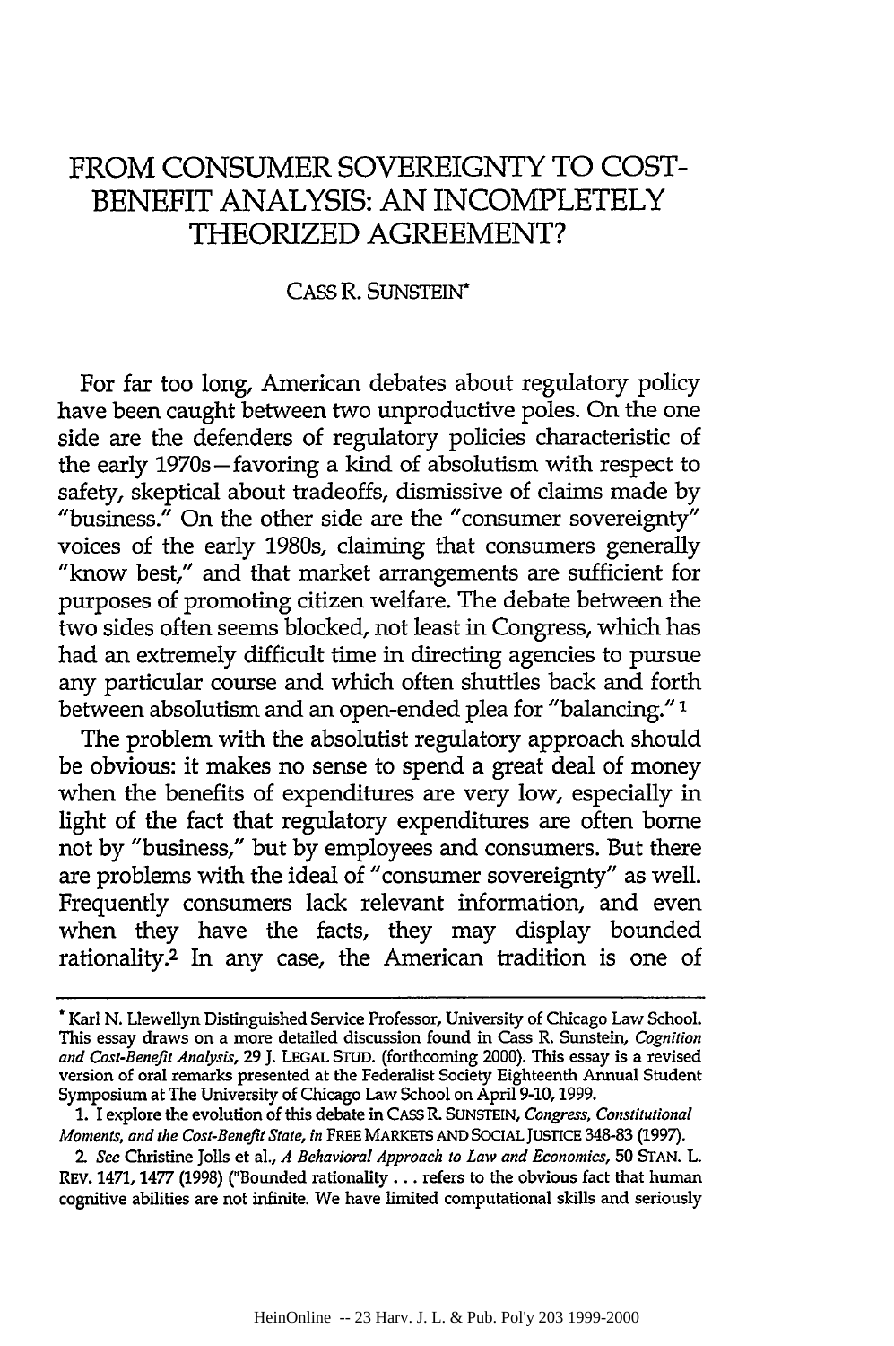# FROM CONSUMER SOVEREIGNTY TO COST-BENEFIT ANALYSIS: AN INCOMPLETELY THEORIZED AGREEMENT?

CASS R. SUNSTEIN*

For far too long, American debates about regulatory policy have been caught between two unproductive poles. On the one side are the defenders of regulatory policies characteristic of the early 1970s—favoring a kind of absolutism with respect to safety, skeptical about tradeoffs, dismissive of claims made by "business." On the other side are the "consumer sovereignty" voices of the early 1980s, claiming that consumers generally "know best," and that market arrangements are sufficient for purposes of promoting citizen welfare. The debate between the two sides often seems blocked, not least in Congress, which has had an extremely difficult time in directing agencies to pursue any particular course and which often shuttles back and forth between absolutism and an open-ended plea for "balancing."[1]

The problem with the absolutist regulatory approach should be obvious: it makes no sense to spend a great deal of money when the benefits of expenditures are very low, especially in light of the fact that regulatory expenditures are often borne not by "business," but by employees and consumers. But there are problems with the ideal of "consumer sovereignty" as well. Frequently consumers lack relevant information, and even when they have the facts, they may display bounded rationality.[2] In any case, the American tradition is one of

---

* Karl N. Llewellyn Distinguished Service Professor, University of Chicago Law School. This essay draws on a more detailed discussion found in Cass R. Sunstein, *Cognition and Cost-Benefit Analysis*, 29 J. LEGAL STUD. (forthcoming 2000). This essay is a revised version of oral remarks presented at the Federalist Society Eighteenth Annual Student Symposium at The University of Chicago Law School on April 9-10, 1999.

1. I explore the evolution of this debate in CASS R. SUNSTEIN, *Congress, Constitutional Moments, and the Cost-Benefit State*, in FREE MARKETS AND SOCIAL JUSTICE 348-83 (1997).

2. *See* Christine Jolls et al., *A Behavioral Approach to Law and Economics*, 50 STAN. L. REV. 1471, 1477 (1998) ("Bounded rationality . . . refers to the obvious fact that human cognitive abilities are not infinite. We have limited computational skills and seriously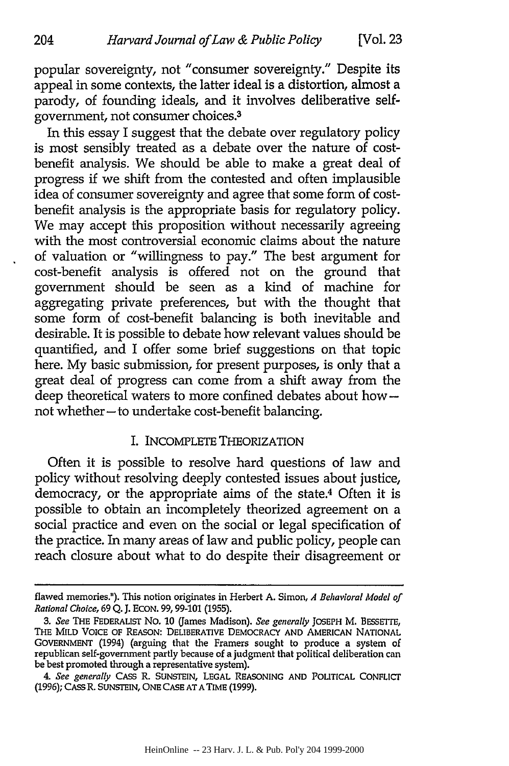popular sovereignty, not "consumer sovereignty." Despite its appeal in some contexts, the latter ideal is a distortion, almost a parody, of founding ideals, and it involves deliberative self-government, not consumer choices.[3]

In this essay I suggest that the debate over regulatory policy is most sensibly treated as a debate over the nature of cost-benefit analysis. We should be able to make a great deal of progress if we shift from the contested and often implausible idea of consumer sovereignty and agree that some form of cost-benefit analysis is the appropriate basis for regulatory policy. We may accept this proposition without necessarily agreeing with the most controversial economic claims about the nature of valuation or "willingness to pay." The best argument for cost-benefit analysis is offered not on the ground that government should be seen as a kind of machine for aggregating private preferences, but with the thought that some form of cost-benefit balancing is both inevitable and desirable. It is possible to debate how relevant values should be quantified, and I offer some brief suggestions on that topic here. My basic submission, for present purposes, is only that a great deal of progress can come from a shift away from the deep theoretical waters to more confined debates about how—not whether—to undertake cost-benefit balancing.

## I. INCOMPLETE THEORIZATION

Often it is possible to resolve hard questions of law and policy without resolving deeply contested issues about justice, democracy, or the appropriate aims of the state.[4] Often it is possible to obtain an incompletely theorized agreement on a social practice and even on the social or legal specification of the practice. In many areas of law and public policy, people can reach closure about what to do despite their disagreement or

---

flawed memories."). This notion originates in Herbert A. Simon, *A Behavioral Model of Rational Choice*, 69 Q. J. ECON. 99, 99-101 (1955).

3. *See* THE FEDERALIST NO. 10 (James Madison). *See generally* JOSEPH M. BESSETTE, THE MILD VOICE OF REASON: DELIBERATIVE DEMOCRACY AND AMERICAN NATIONAL GOVERNMENT (1994) (arguing that the Framers sought to produce a system of republican self-government partly because of a judgment that political deliberation can be best promoted through a representative system).

4. *See generally* CASS R. SUNSTEIN, LEGAL REASONING AND POLITICAL CONFLICT (1996); CASS R. SUNSTEIN, ONE CASE AT A TIME (1999).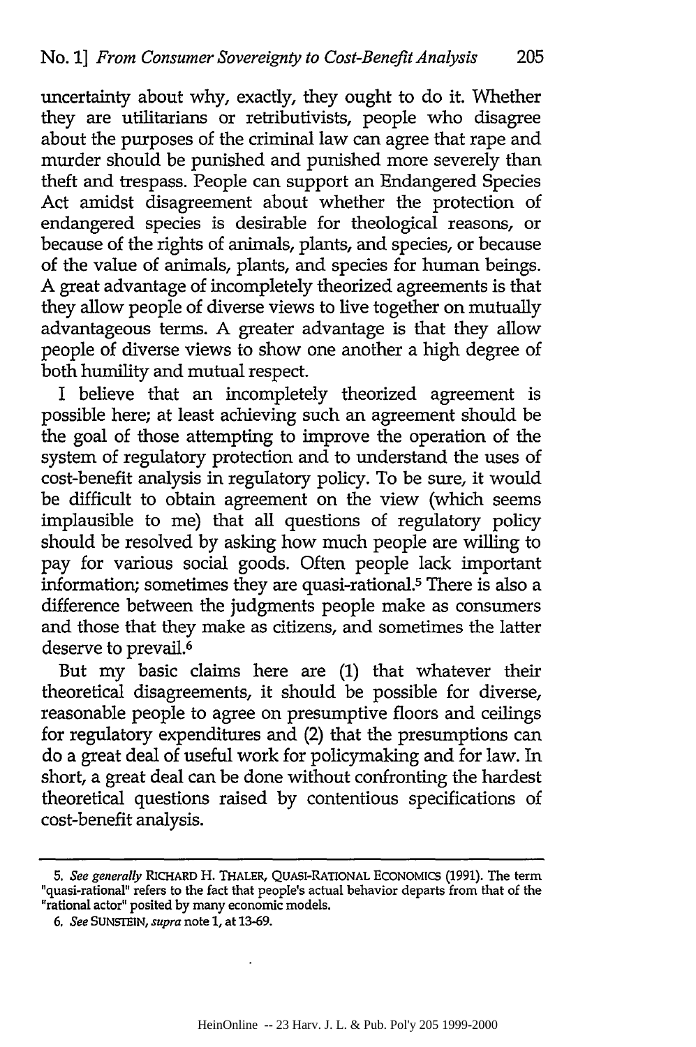uncertainty about why, exactly, they ought to do it. Whether they are utilitarians or retributivists, people who disagree about the purposes of the criminal law can agree that rape and murder should be punished and punished more severely than theft and trespass. People can support an Endangered Species Act amidst disagreement about whether the protection of endangered species is desirable for theological reasons, or because of the rights of animals, plants, and species, or because of the value of animals, plants, and species for human beings. A great advantage of incompletely theorized agreements is that they allow people of diverse views to live together on mutually advantageous terms. A greater advantage is that they allow people of diverse views to show one another a high degree of both humility and mutual respect.

I believe that an incompletely theorized agreement is possible here; at least achieving such an agreement should be the goal of those attempting to improve the operation of the system of regulatory protection and to understand the uses of cost-benefit analysis in regulatory policy. To be sure, it would be difficult to obtain agreement on the view (which seems implausible to me) that all questions of regulatory policy should be resolved by asking how much people are willing to pay for various social goods. Often people lack important information; sometimes they are quasi-rational.[5] There is also a difference between the judgments people make as consumers and those that they make as citizens, and sometimes the latter deserve to prevail.[6]

But my basic claims here are (1) that whatever their theoretical disagreements, it should be possible for diverse, reasonable people to agree on presumptive floors and ceilings for regulatory expenditures and (2) that the presumptions can do a great deal of useful work for policymaking and for law. In short, a great deal can be done without confronting the hardest theoretical questions raised by contentious specifications of cost-benefit analysis.

---

5. *See generally* RICHARD H. THALER, QUASI-RATIONAL ECONOMICS (1991). The term "quasi-rational" refers to the fact that people's actual behavior departs from that of the "rational actor" posited by many economic models.

6. *See* SUNSTEIN, *supra* note 1, at 13-69.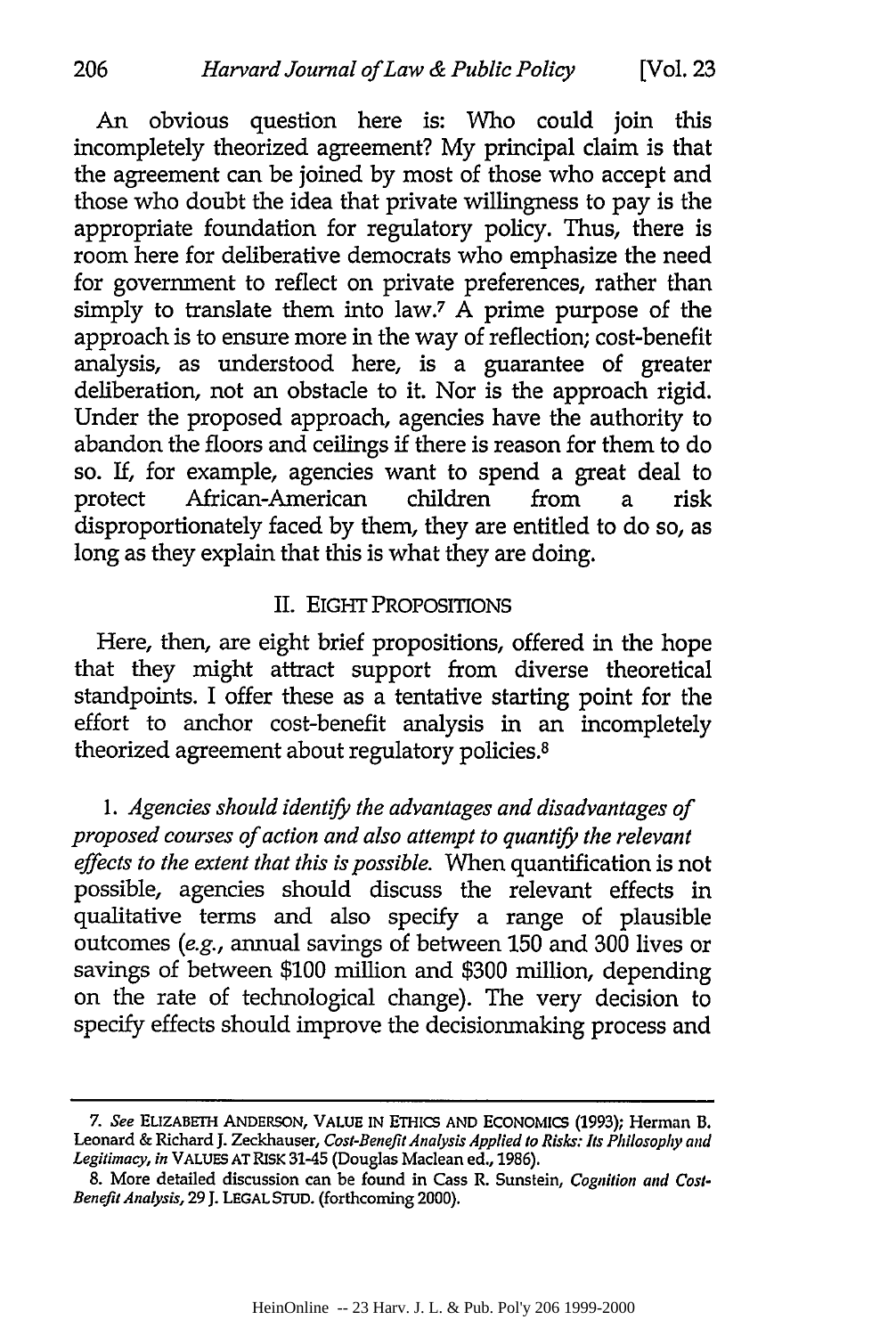An obvious question here is: Who could join this incompletely theorized agreement? My principal claim is that the agreement can be joined by most of those who accept and those who doubt the idea that private willingness to pay is the appropriate foundation for regulatory policy. Thus, there is room here for deliberative democrats who emphasize the need for government to reflect on private preferences, rather than simply to translate them into law.[7] A prime purpose of the approach is to ensure more in the way of reflection; cost-benefit analysis, as understood here, is a guarantee of greater deliberation, not an obstacle to it. Nor is the approach rigid. Under the proposed approach, agencies have the authority to abandon the floors and ceilings if there is reason for them to do so. If, for example, agencies want to spend a great deal to protect African-American children from a risk disproportionately faced by them, they are entitled to do so, as long as they explain that this is what they are doing.

## II. EIGHT PROPOSITIONS

Here, then, are eight brief propositions, offered in the hope that they might attract support from diverse theoretical standpoints. I offer these as a tentative starting point for the effort to anchor cost-benefit analysis in an incompletely theorized agreement about regulatory policies.[8]

1. *Agencies should identify the advantages and disadvantages of proposed courses of action and also attempt to quantify the relevant effects to the extent that this is possible.* When quantification is not possible, agencies should discuss the relevant effects in qualitative terms and also specify a range of plausible outcomes (*e.g.*, annual savings of between 150 and 300 lives or savings of between $100 million and $300 million, depending on the rate of technological change). The very decision to specify effects should improve the decisionmaking process and

---

7. *See* ELIZABETH ANDERSON, VALUE IN ETHICS AND ECONOMICS (1993); Herman B. Leonard & Richard J. Zeckhauser, *Cost-Benefit Analysis Applied to Risks: Its Philosophy and Legitimacy*, *in* VALUES AT RISK 31-45 (Douglas Maclean ed., 1986).

8. More detailed discussion can be found in Cass R. Sunstein, *Cognition and Cost-Benefit Analysis*, 29 J. LEGAL STUD. (forthcoming 2000).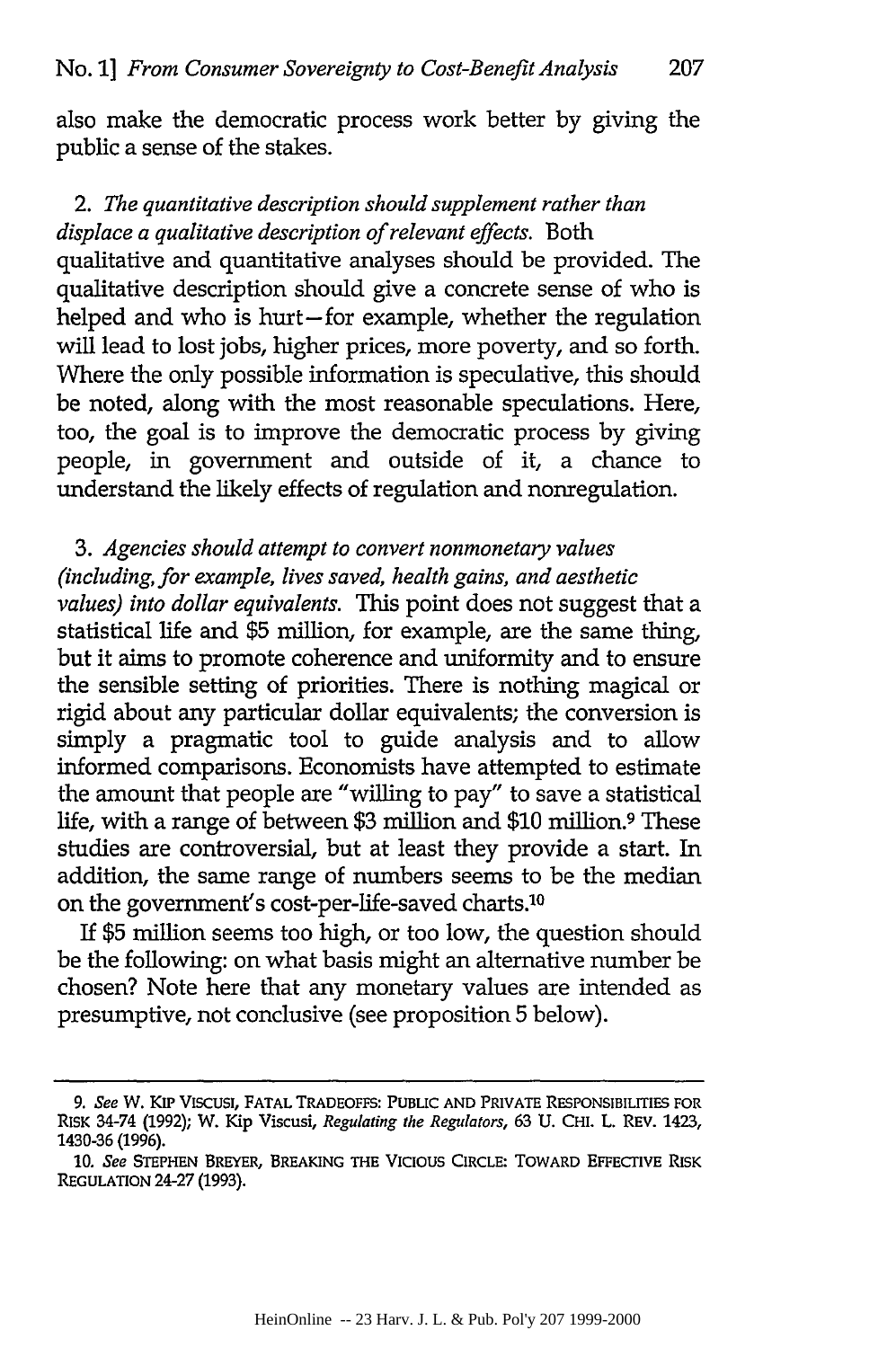also make the democratic process work better by giving the public a sense of the stakes.

2. *The quantitative description should supplement rather than displace a qualitative description of relevant effects.* Both qualitative and quantitative analyses should be provided. The qualitative description should give a concrete sense of who is helped and who is hurt—for example, whether the regulation will lead to lost jobs, higher prices, more poverty, and so forth. Where the only possible information is speculative, this should be noted, along with the most reasonable speculations. Here, too, the goal is to improve the democratic process by giving people, in government and outside of it, a chance to understand the likely effects of regulation and nonregulation.

3. *Agencies should attempt to convert nonmonetary values (including, for example, lives saved, health gains, and aesthetic values) into dollar equivalents.* This point does not suggest that a statistical life and $5 million, for example, are the same thing, but it aims to promote coherence and uniformity and to ensure the sensible setting of priorities. There is nothing magical or rigid about any particular dollar equivalents; the conversion is simply a pragmatic tool to guide analysis and to allow informed comparisons. Economists have attempted to estimate the amount that people are "willing to pay" to save a statistical life, with a range of between $3 million and $10 million.[9] These studies are controversial, but at least they provide a start. In addition, the same range of numbers seems to be the median on the government's cost-per-life-saved charts.[10]

If $5 million seems too high, or too low, the question should be the following: on what basis might an alternative number be chosen? Note here that any monetary values are intended as presumptive, not conclusive (see proposition 5 below).

---

9. *See* W. KIP VISCUSI, FATAL TRADEOFFS: PUBLIC AND PRIVATE RESPONSIBILITIES FOR RISK 34-74 (1992); W. Kip Viscusi, *Regulating the Regulators*, 63 U. CHI. L. REV. 1423, 1430-36 (1996).

10. *See* STEPHEN BREYER, BREAKING THE VICIOUS CIRCLE: TOWARD EFFECTIVE RISK REGULATION 24-27 (1993).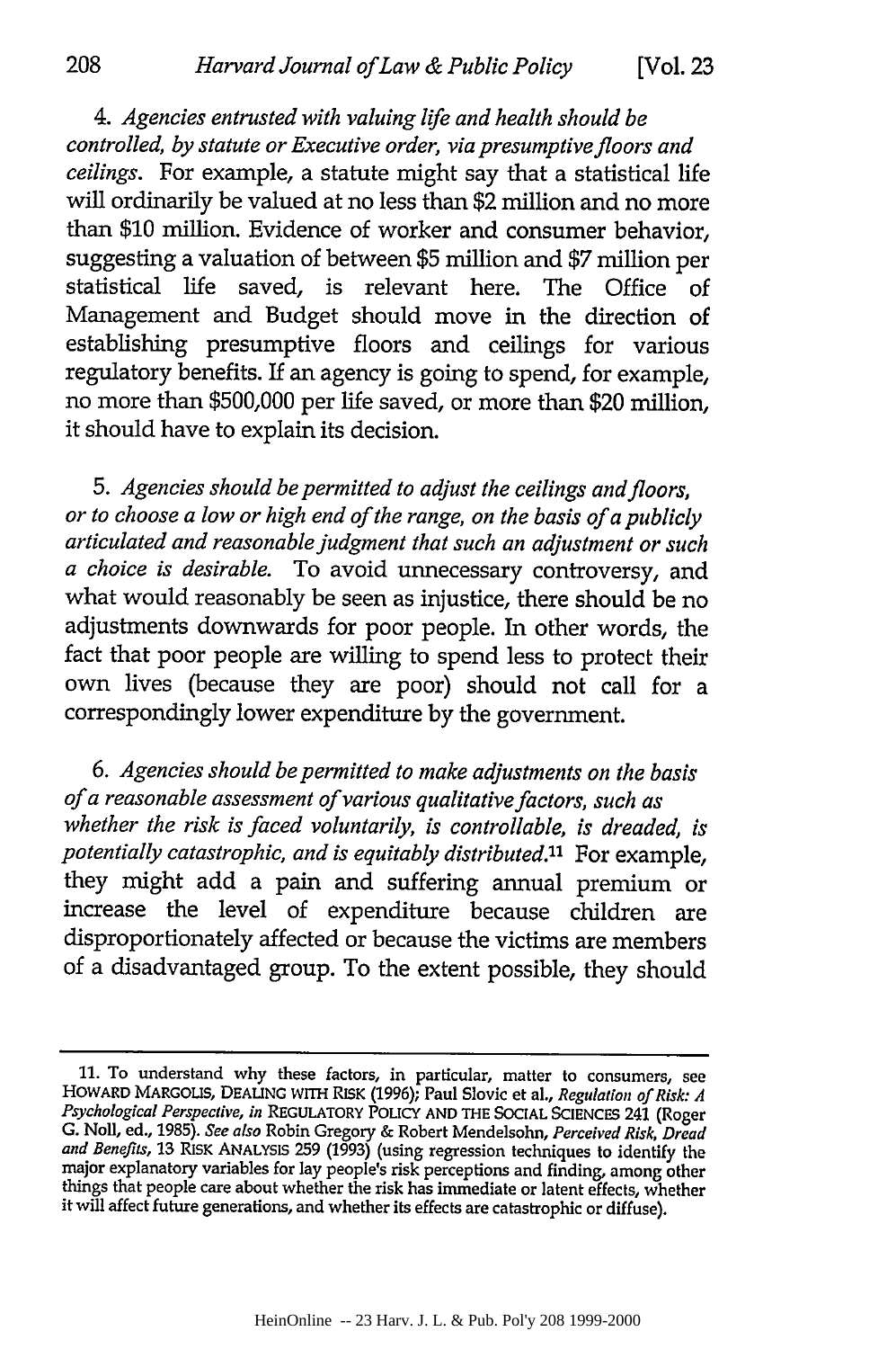4. *Agencies entrusted with valuing life and health should be controlled, by statute or Executive order, via presumptive floors and ceilings.* For example, a statute might say that a statistical life will ordinarily be valued at no less than $2 million and no more than $10 million. Evidence of worker and consumer behavior, suggesting a valuation of between $5 million and $7 million per statistical life saved, is relevant here. The Office of Management and Budget should move in the direction of establishing presumptive floors and ceilings for various regulatory benefits. If an agency is going to spend, for example, no more than $500,000 per life saved, or more than $20 million, it should have to explain its decision.

5. *Agencies should be permitted to adjust the ceilings and floors, or to choose a low or high end of the range, on the basis of a publicly articulated and reasonable judgment that such an adjustment or such a choice is desirable.* To avoid unnecessary controversy, and what would reasonably be seen as injustice, there should be no adjustments downwards for poor people. In other words, the fact that poor people are willing to spend less to protect their own lives (because they are poor) should not call for a correspondingly lower expenditure by the government.

6. *Agencies should be permitted to make adjustments on the basis of a reasonable assessment of various qualitative factors, such as whether the risk is faced voluntarily, is controllable, is dreaded, is potentially catastrophic, and is equitably distributed.*[11] For example, they might add a pain and suffering annual premium or increase the level of expenditure because children are disproportionately affected or because the victims are members of a disadvantaged group. To the extent possible, they should

---

11. To understand why these factors, in particular, matter to consumers, see HOWARD MARGOLIS, DEALING WITH RISK (1996); Paul Slovic et al., *Regulation of Risk: A Psychological Perspective*, *in* REGULATORY POLICY AND THE SOCIAL SCIENCES 241 (Roger G. Noll, ed., 1985). *See also* Robin Gregory & Robert Mendelsohn, *Perceived Risk, Dread and Benefits*, 13 RISK ANALYSIS 259 (1993) (using regression techniques to identify the major explanatory variables for lay people's risk perceptions and finding, among other things that people care about whether the risk has immediate or latent effects, whether it will affect future generations, and whether its effects are catastrophic or diffuse).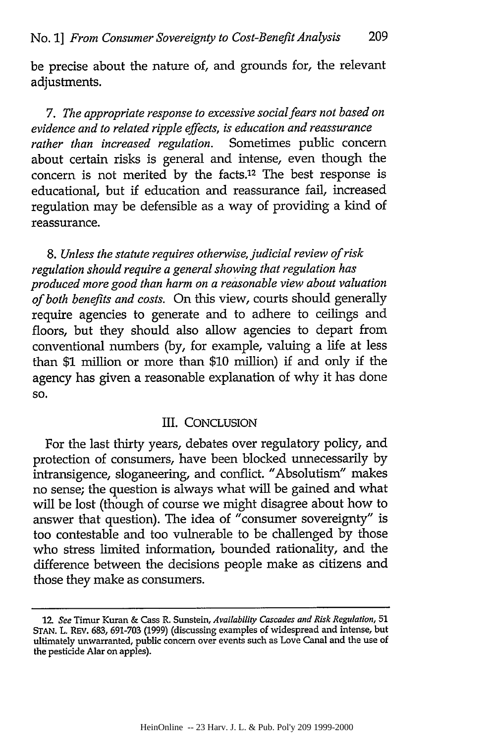be precise about the nature of, and grounds for, the relevant adjustments.

7. *The appropriate response to excessive social fears not based on evidence and to related ripple effects, is education and reassurance rather than increased regulation.* Sometimes public concern about certain risks is general and intense, even though the concern is not merited by the facts.[12] The best response is educational, but if education and reassurance fail, increased regulation may be defensible as a way of providing a kind of reassurance.

8. *Unless the statute requires otherwise, judicial review of risk regulation should require a general showing that regulation has produced more good than harm on a reasonable view about valuation of both benefits and costs.* On this view, courts should generally require agencies to generate and to adhere to ceilings and floors, but they should also allow agencies to depart from conventional numbers (by, for example, valuing a life at less than $1 million or more than $10 million) if and only if the agency has given a reasonable explanation of why it has done so.

## III. CONCLUSION

For the last thirty years, debates over regulatory policy, and protection of consumers, have been blocked unnecessarily by intransigence, sloganeering, and conflict. "Absolutism" makes no sense; the question is always what will be gained and what will be lost (though of course we might disagree about how to answer that question). The idea of "consumer sovereignty" is too contestable and too vulnerable to be challenged by those who stress limited information, bounded rationality, and the difference between the decisions people make as citizens and those they make as consumers.

---

12. *See* Timur Kuran & Cass R. Sunstein, *Availability Cascades and Risk Regulation*, 51 STAN. L. REV. 683, 691-703 (1999) (discussing examples of widespread and intense, but ultimately unwarranted, public concern over events such as Love Canal and the use of the pesticide Alar on apples).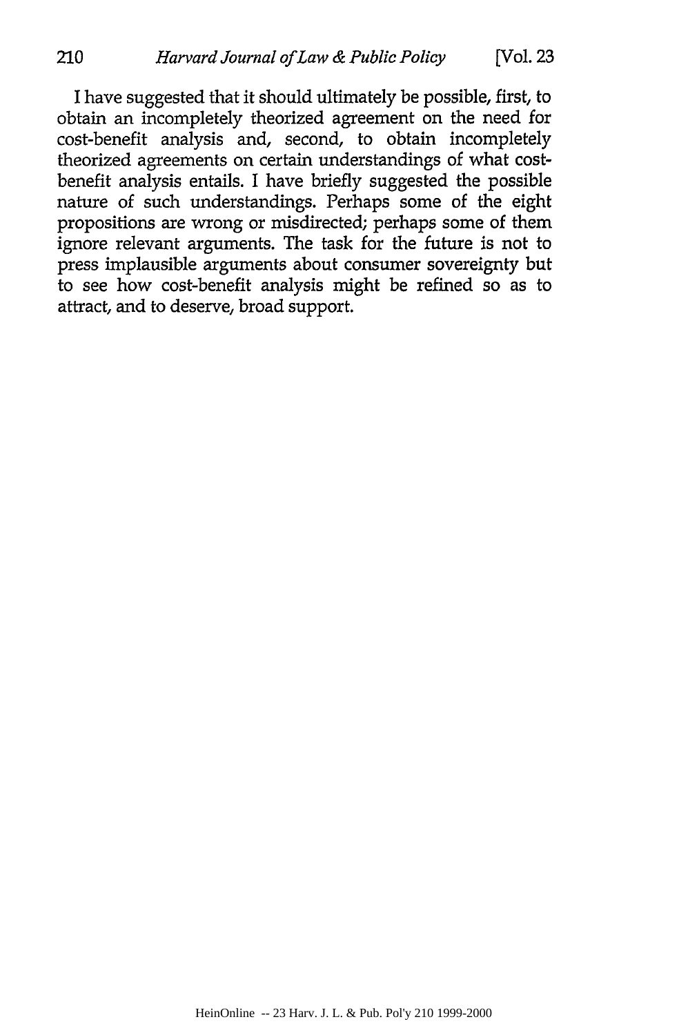I have suggested that it should ultimately be possible, first, to obtain an incompletely theorized agreement on the need for cost-benefit analysis and, second, to obtain incompletely theorized agreements on certain understandings of what cost-benefit analysis entails. I have briefly suggested the possible nature of such understandings. Perhaps some of the eight propositions are wrong or misdirected; perhaps some of them ignore relevant arguments. The task for the future is not to press implausible arguments about consumer sovereignty but to see how cost-benefit analysis might be refined so as to attract, and to deserve, broad support.